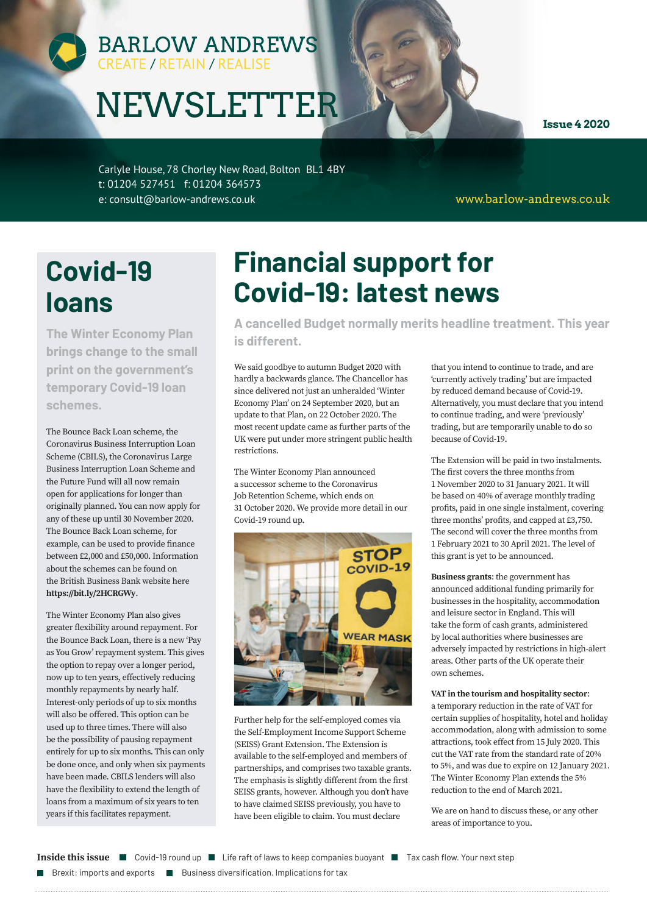# BARLOW ANDREWS

CREATE / RETAIN / REALISE

# NEWSLETTER

**Issue 4 2020**

Carlyle House, 78 Chorley New Road, Bolton BL1 4BY
t: 01204 527451 f: 01204 364573
e: consult@barlow-andrews.co.uk

www.barlow-andrews.co.uk

## Covid-19 loans

**The Winter Economy Plan brings change to the small print on the government's temporary Covid-19 loan schemes.**

The Bounce Back Loan scheme, the Coronavirus Business Interruption Loan Scheme (CBILS), the Coronavirus Large Business Interruption Loan Scheme and the Future Fund will all now remain open for applications for longer than originally planned. You can now apply for any of these up until 30 November 2020. The Bounce Back Loan scheme, for example, can be used to provide finance between £2,000 and £50,000. Information about the schemes can be found on the British Business Bank website here **https://bit.ly/2HCRGWy**.

The Winter Economy Plan also gives greater flexibility around repayment. For the Bounce Back Loan, there is a new 'Pay as You Grow' repayment system. This gives the option to repay over a longer period, now up to ten years, effectively reducing monthly repayments by nearly half. Interest-only periods of up to six months will also be offered. This option can be used up to three times. There will also be the possibility of pausing repayment entirely for up to six months. This can only be done once, and only when six payments have been made. CBILS lenders will also have the flexibility to extend the length of loans from a maximum of six years to ten years if this facilitates repayment.

## Financial support for Covid-19: latest news

**A cancelled Budget normally merits headline treatment. This year is different.**

We said goodbye to autumn Budget 2020 with hardly a backwards glance. The Chancellor has since delivered not just an unheralded 'Winter Economy Plan' on 24 September 2020, but an update to that Plan, on 22 October 2020. The most recent update came as further parts of the UK were put under more stringent public health restrictions.

The Winter Economy Plan announced a successor scheme to the Coronavirus Job Retention Scheme, which ends on 31 October 2020. We provide more detail in our Covid-19 round up.

Further help for the self-employed comes via the Self-Employment Income Support Scheme (SEISS) Grant Extension. The Extension is available to the self-employed and members of partnerships, and comprises two taxable grants. The emphasis is slightly different from the first SEISS grants, however. Although you don't have to have claimed SEISS previously, you have to have been eligible to claim. You must declare that you intend to continue to trade, and are 'currently actively trading' but are impacted by reduced demand because of Covid-19. Alternatively, you must declare that you intend to continue trading, and were 'previously' trading, but are temporarily unable to do so because of Covid-19.

The Extension will be paid in two instalments. The first covers the three months from 1 November 2020 to 31 January 2021. It will be based on 40% of average monthly trading profits, paid in one single instalment, covering three months' profits, and capped at £3,750. The second will cover the three months from 1 February 2021 to 30 April 2021. The level of this grant is yet to be announced.

**Business grants**: the government has announced additional funding primarily for businesses in the hospitality, accommodation and leisure sector in England. This will take the form of cash grants, administered by local authorities where businesses are adversely impacted by restrictions in high-alert areas. Other parts of the UK operate their own schemes.

**VAT in the tourism and hospitality sector**: a temporary reduction in the rate of VAT for certain supplies of hospitality, hotel and holiday accommodation, along with admission to some attractions, took effect from 15 July 2020. This cut the VAT rate from the standard rate of 20% to 5%, and was due to expire on 12 January 2021. The Winter Economy Plan extends the 5% reduction to the end of March 2021.

We are on hand to discuss these, or any other areas of importance to you.

**Inside this issue**

- Covid-19 round up
- Life raft of laws to keep companies buoyant
- Tax cash flow. Your next step
- Brexit: imports and exports
- Business diversification. Implications for tax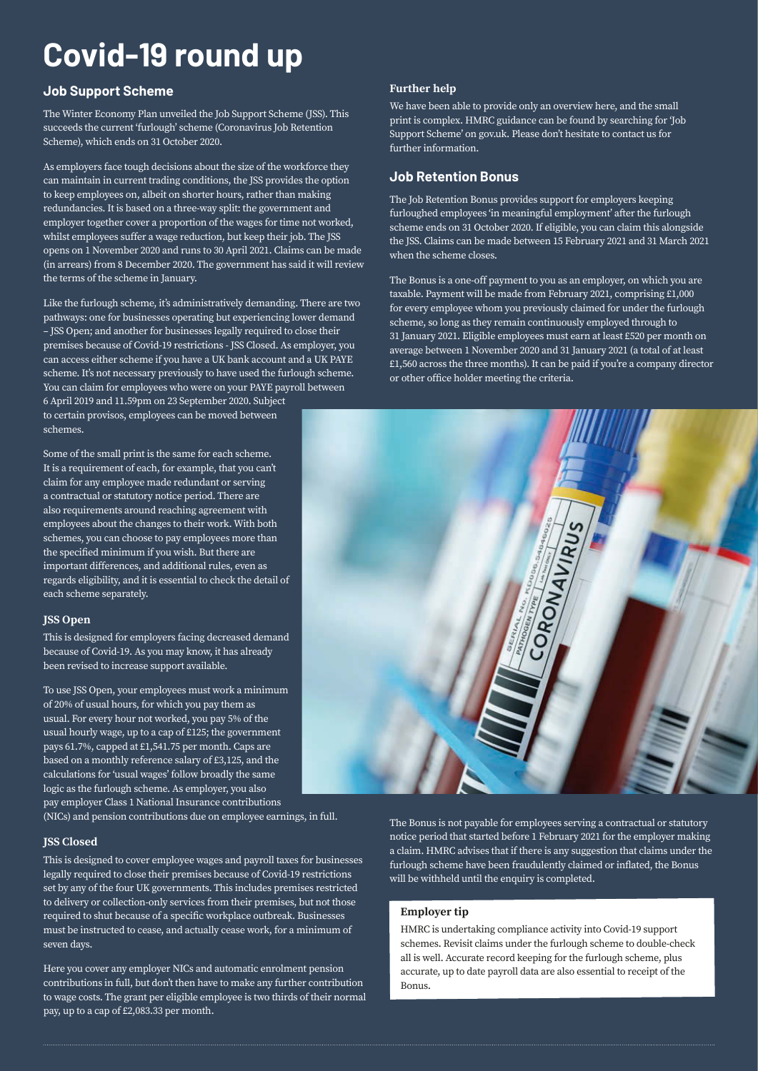# Covid-19 round up

## Job Support Scheme

The Winter Economy Plan unveiled the Job Support Scheme (JSS). This succeeds the current 'furlough' scheme (Coronavirus Job Retention Scheme), which ends on 31 October 2020.

As employers face tough decisions about the size of the workforce they can maintain in current trading conditions, the JSS provides the option to keep employees on, albeit on shorter hours, rather than making redundancies. It is based on a three-way split: the government and employer together cover a proportion of the wages for time not worked, whilst employees suffer a wage reduction, but keep their job. The JSS opens on 1 November 2020 and runs to 30 April 2021. Claims can be made (in arrears) from 8 December 2020. The government has said it will review the terms of the scheme in January.

Like the furlough scheme, it's administratively demanding. There are two pathways: one for businesses operating but experiencing lower demand – JSS Open; and another for businesses legally required to close their premises because of Covid-19 restrictions - JSS Closed. As employer, you can access either scheme if you have a UK bank account and a UK PAYE scheme. It's not necessary previously to have used the furlough scheme. You can claim for employees who were on your PAYE payroll between 6 April 2019 and 11.59pm on 23 September 2020. Subject to certain provisos, employees can be moved between schemes.

Some of the small print is the same for each scheme. It is a requirement of each, for example, that you can't claim for any employee made redundant or serving a contractual or statutory notice period. There are also requirements around reaching agreement with employees about the changes to their work. With both schemes, you can choose to pay employees more than the specified minimum if you wish. But there are important differences, and additional rules, even as regards eligibility, and it is essential to check the detail of each scheme separately.

### JSS Open

This is designed for employers facing decreased demand because of Covid-19. As you may know, it has already been revised to increase support available.

To use JSS Open, your employees must work a minimum of 20% of usual hours, for which you pay them as usual. For every hour not worked, you pay 5% of the usual hourly wage, up to a cap of £125; the government pays 61.7%, capped at £1,541.75 per month. Caps are based on a monthly reference salary of £3,125, and the calculations for 'usual wages' follow broadly the same logic as the furlough scheme. As employer, you also pay employer Class 1 National Insurance contributions (NICs) and pension contributions due on employee earnings, in full.

### JSS Closed

This is designed to cover employee wages and payroll taxes for businesses legally required to close their premises because of Covid-19 restrictions set by any of the four UK governments. This includes premises restricted to delivery or collection-only services from their premises, but not those required to shut because of a specific workplace outbreak. Businesses must be instructed to cease, and actually cease work, for a minimum of seven days.

Here you cover any employer NICs and automatic enrolment pension contributions in full, but don't then have to make any further contribution to wage costs. The grant per eligible employee is two thirds of their normal pay, up to a cap of £2,083.33 per month.

### Further help

We have been able to provide only an overview here, and the small print is complex. HMRC guidance can be found by searching for 'Job Support Scheme' on gov.uk. Please don't hesitate to contact us for further information.

## Job Retention Bonus

The Job Retention Bonus provides support for employers keeping furloughed employees 'in meaningful employment' after the furlough scheme ends on 31 October 2020. If eligible, you can claim this alongside the JSS. Claims can be made between 15 February 2021 and 31 March 2021 when the scheme closes.

The Bonus is a one-off payment to you as an employer, on which you are taxable. Payment will be made from February 2021, comprising £1,000 for every employee whom you previously claimed for under the furlough scheme, so long as they remain continuously employed through to 31 January 2021. Eligible employees must earn at least £520 per month on average between 1 November 2020 and 31 January 2021 (a total of at least £1,560 across the three months). It can be paid if you're a company director or other office holder meeting the criteria.

The Bonus is not payable for employees serving a contractual or statutory notice period that started before 1 February 2021 for the employer making a claim. HMRC advises that if there is any suggestion that claims under the furlough scheme have been fraudulently claimed or inflated, the Bonus will be withheld until the enquiry is completed.

### Employer tip

HMRC is undertaking compliance activity into Covid-19 support schemes. Revisit claims under the furlough scheme to double-check all is well. Accurate record keeping for the furlough scheme, plus accurate, up to date payroll data are also essential to receipt of the Bonus.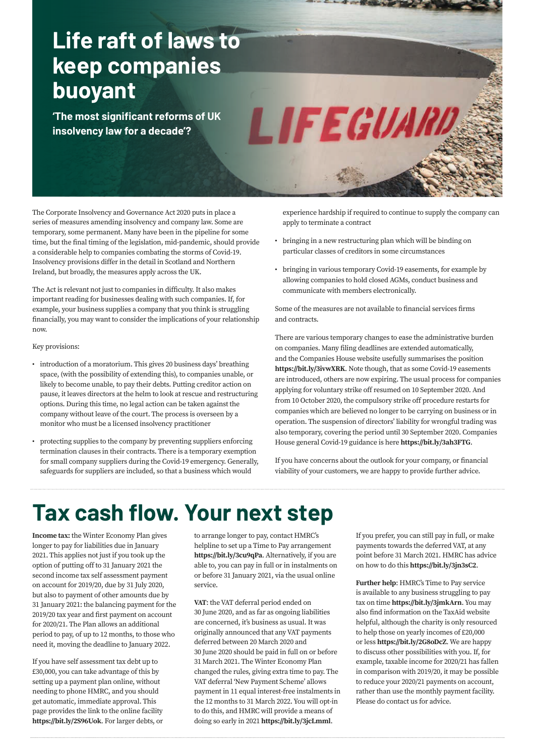# Life raft of laws to keep companies buoyant

## 'The most significant reforms of UK insolvency law for a decade'?

The Corporate Insolvency and Governance Act 2020 puts in place a series of measures amending insolvency and company law. Some are temporary, some permanent. Many have been in the pipeline for some time, but the final timing of the legislation, mid-pandemic, should provide a considerable help to companies combating the storms of Covid-19. Insolvency provisions differ in the detail in Scotland and Northern Ireland, but broadly, the measures apply across the UK.

The Act is relevant not just to companies in difficulty. It also makes important reading for businesses dealing with such companies. If, for example, your business supplies a company that you think is struggling financially, you may want to consider the implications of your relationship now.

Key provisions:

- introduction of a moratorium. This gives 20 business days' breathing space, (with the possibility of extending this), to companies unable, or likely to become unable, to pay their debts. Putting creditor action on pause, it leaves directors at the helm to look at rescue and restructuring options. During this time, no legal action can be taken against the company without leave of the court. The process is overseen by a monitor who must be a licensed insolvency practitioner
- protecting supplies to the company by preventing suppliers enforcing termination clauses in their contracts. There is a temporary exemption for small company suppliers during the Covid-19 emergency. Generally, safeguards for suppliers are included, so that a business which would experience hardship if required to continue to supply the company can apply to terminate a contract
- bringing in a new restructuring plan which will be binding on particular classes of creditors in some circumstances
- bringing in various temporary Covid-19 easements, for example by allowing companies to hold closed AGMs, conduct business and communicate with members electronically.

Some of the measures are not available to financial services firms and contracts.

There are various temporary changes to ease the administrative burden on companies. Many filing deadlines are extended automatically, and the Companies House website usefully summarises the position **https://bit.ly/3ivwXRK**. Note though, that as some Covid-19 easements are introduced, others are now expiring. The usual process for companies applying for voluntary strike off resumed on 10 September 2020. And from 10 October 2020, the compulsory strike off procedure restarts for companies which are believed no longer to be carrying on business or in operation. The suspension of directors' liability for wrongful trading was also temporary, covering the period until 30 September 2020. Companies House general Covid-19 guidance is here **https://bit.ly/3ah3FTG**.

If you have concerns about the outlook for your company, or financial viability of your customers, we are happy to provide further advice.

# Tax cash flow. Your next step

**Income tax:** the Winter Economy Plan gives longer to pay for liabilities due in January 2021. This applies not just if you took up the option of putting off to 31 January 2021 the second income tax self assessment payment on account for 2019/20, due by 31 July 2020, but also to payment of other amounts due by 31 January 2021: the balancing payment for the 2019/20 tax year and first payment on account for 2020/21. The Plan allows an additional period to pay, of up to 12 months, to those who need it, moving the deadline to January 2022.

If you have self assessment tax debt up to £30,000, you can take advantage of this by setting up a payment plan online, without needing to phone HMRC, and you should get automatic, immediate approval. This page provides the link to the online facility **https://bit.ly/2S96Uok**. For larger debts, or to arrange longer to pay, contact HMRC's helpline to set up a Time to Pay arrangement **https://bit.ly/3cu9qPa**. Alternatively, if you are able to, you can pay in full or in instalments on or before 31 January 2021, via the usual online service.

**VAT**: the VAT deferral period ended on 30 June 2020, and as far as ongoing liabilities are concerned, it's business as usual. It was originally announced that any VAT payments deferred between 20 March 2020 and 30 June 2020 should be paid in full on or before 31 March 2021. The Winter Economy Plan changed the rules, giving extra time to pay. The VAT deferral 'New Payment Scheme' allows payment in 11 equal interest-free instalments in the 12 months to 31 March 2022. You will opt-in to do this, and HMRC will provide a means of doing so early in 2021 **https://bit.ly/3jcLmml**.

If you prefer, you can still pay in full, or make payments towards the deferred VAT, at any point before 31 March 2021. HMRC has advice on how to do this **https://bit.ly/3jn3sC2**.

**Further help**: HMRC's Time to Pay service is available to any business struggling to pay tax on time **https://bit.ly/3jmkArn**. You may also find information on the TaxAid website helpful, although the charity is only resourced to help those on yearly incomes of £20,000 or less **https://bit.ly/2G8oDcZ**. We are happy to discuss other possibilities with you. If, for example, taxable income for 2020/21 has fallen in comparison with 2019/20, it may be possible to reduce your 2020/21 payments on account, rather than use the monthly payment facility. Please do contact us for advice.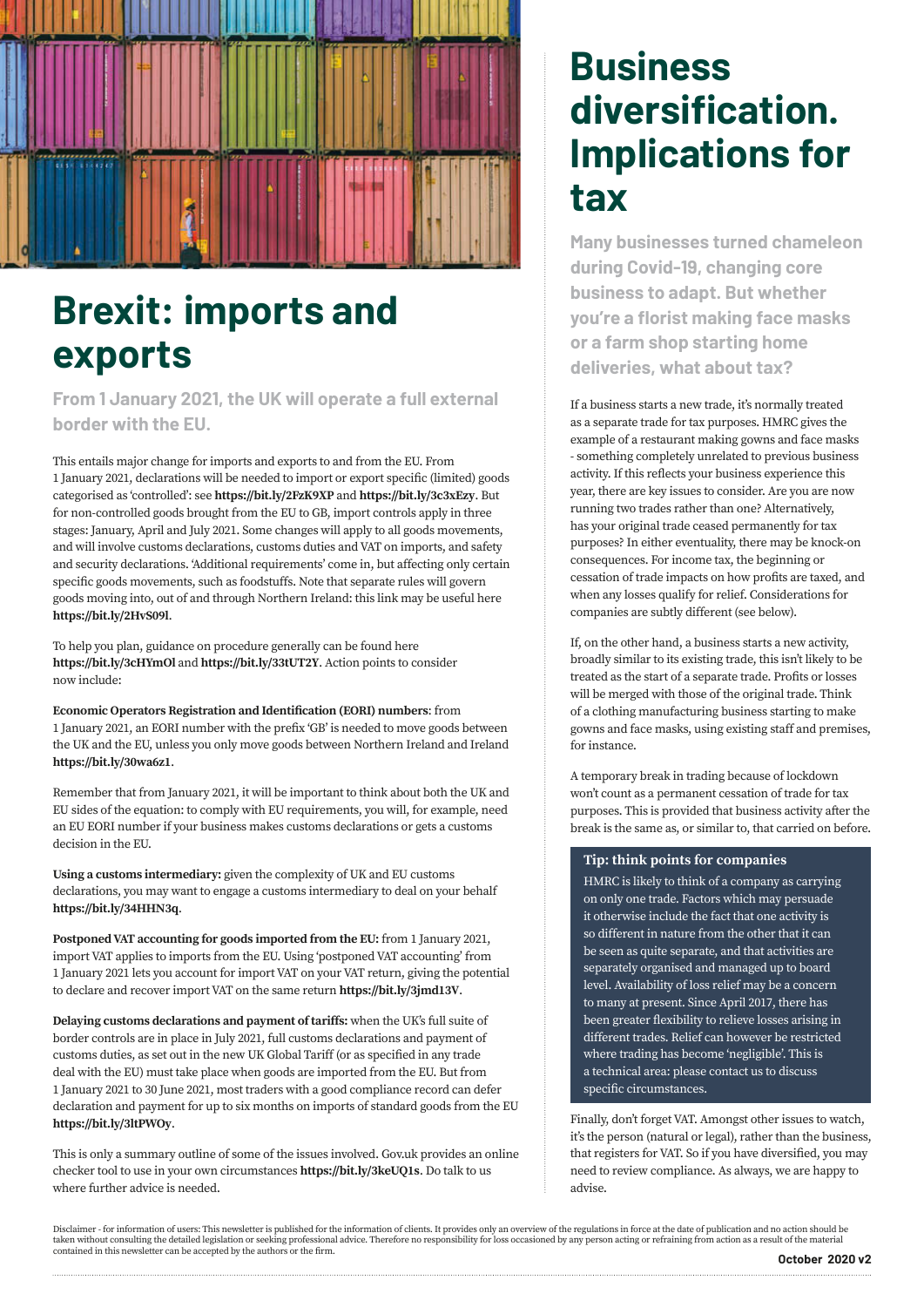# Brexit: imports and exports

**From 1 January 2021, the UK will operate a full external border with the EU.**

This entails major change for imports and exports to and from the EU. From 1 January 2021, declarations will be needed to import or export specific (limited) goods categorised as 'controlled': see **https://bit.ly/2FzK9XP** and **https://bit.ly/3c3xEzy**. But for non-controlled goods brought from the EU to GB, import controls apply in three stages: January, April and July 2021. Some changes will apply to all goods movements, and will involve customs declarations, customs duties and VAT on imports, and safety and security declarations. 'Additional requirements' come in, but affecting only certain specific goods movements, such as foodstuffs. Note that separate rules will govern goods moving into, out of and through Northern Ireland: this link may be useful here **https://bit.ly/2HvS09l**.

To help you plan, guidance on procedure generally can be found here **https://bit.ly/3cHYmOl** and **https://bit.ly/33tUT2Y**. Action points to consider now include:

**Economic Operators Registration and Identification (EORI) numbers**: from 1 January 2021, an EORI number with the prefix 'GB' is needed to move goods between the UK and the EU, unless you only move goods between Northern Ireland and Ireland **https://bit.ly/30wa6z1**.

Remember that from January 2021, it will be important to think about both the UK and EU sides of the equation: to comply with EU requirements, you will, for example, need an EU EORI number if your business makes customs declarations or gets a customs decision in the EU.

**Using a customs intermediary:** given the complexity of UK and EU customs declarations, you may want to engage a customs intermediary to deal on your behalf **https://bit.ly/34HHN3q**.

**Postponed VAT accounting for goods imported from the EU:** from 1 January 2021, import VAT applies to imports from the EU. Using 'postponed VAT accounting' from 1 January 2021 lets you account for import VAT on your VAT return, giving the potential to declare and recover import VAT on the same return **https://bit.ly/3jmd13V**.

**Delaying customs declarations and payment of tariffs:** when the UK's full suite of border controls are in place in July 2021, full customs declarations and payment of customs duties, as set out in the new UK Global Tariff (or as specified in any trade deal with the EU) must take place when goods are imported from the EU. But from 1 January 2021 to 30 June 2021, most traders with a good compliance record can defer declaration and payment for up to six months on imports of standard goods from the EU **https://bit.ly/3ltPWOy**.

This is only a summary outline of some of the issues involved. Gov.uk provides an online checker tool to use in your own circumstances **https://bit.ly/3keUQ1s**. Do talk to us where further advice is needed.

# Business diversification. Implications for tax

**Many businesses turned chameleon during Covid-19, changing core business to adapt. But whether you're a florist making face masks or a farm shop starting home deliveries, what about tax?**

If a business starts a new trade, it's normally treated as a separate trade for tax purposes. HMRC gives the example of a restaurant making gowns and face masks - something completely unrelated to previous business activity. If this reflects your business experience this year, there are key issues to consider. Are you are now running two trades rather than one? Alternatively, has your original trade ceased permanently for tax purposes? In either eventuality, there may be knock-on consequences. For income tax, the beginning or cessation of trade impacts on how profits are taxed, and when any losses qualify for relief. Considerations for companies are subtly different (see below).

If, on the other hand, a business starts a new activity, broadly similar to its existing trade, this isn't likely to be treated as the start of a separate trade. Profits or losses will be merged with those of the original trade. Think of a clothing manufacturing business starting to make gowns and face masks, using existing staff and premises, for instance.

A temporary break in trading because of lockdown won't count as a permanent cessation of trade for tax purposes. This is provided that business activity after the break is the same as, or similar to, that carried on before.

**Tip: think points for companies**

HMRC is likely to think of a company as carrying on only one trade. Factors which may persuade it otherwise include the fact that one activity is so different in nature from the other that it can be seen as quite separate, and that activities are separately organised and managed up to board level. Availability of loss relief may be a concern to many at present. Since April 2017, there has been greater flexibility to relieve losses arising in different trades. Relief can however be restricted where trading has become 'negligible'. This is a technical area: please contact us to discuss specific circumstances.

Finally, don't forget VAT. Amongst other issues to watch, it's the person (natural or legal), rather than the business, that registers for VAT. So if you have diversified, you may need to review compliance. As always, we are happy to advise.

Disclaimer - for information of users: This newsletter is published for the information of clients. It provides only an overview of the regulations in force at the date of publication and no action should be taken without consulting the detailed legislation or seeking professional advice. Therefore no responsibility for loss occasioned by any person acting or refraining from action as a result of the material contained in this newsletter can be accepted by the authors or the firm.

**October 2020 v2**